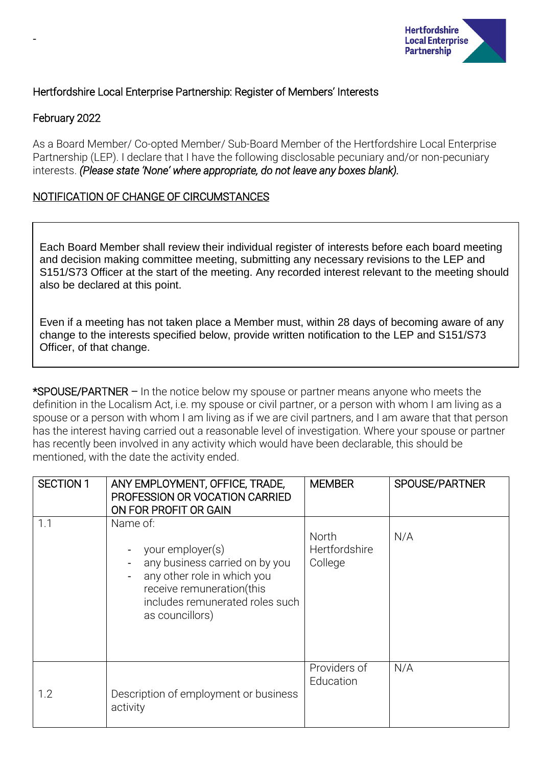-

Hertfordshire Local Enterprise Partnership: Register of Members' Interests

February 2022

As a Board Member/ Co-opted Member/ Sub-Board Member of the Hertfordshire Local Enterprise Partnership (LEP). I declare that I have the following disclosable pecuniary and/or non-pecuniary interests. *(Please state 'None' where appropriate, do not leave any boxes blank).*

NOTIFICATION OF CHANGE OF CIRCUMSTANCES

Each Board Member shall review their individual register of interests before each board meeting and decision making committee meeting, submitting any necessary revisions to the LEP and S151/S73 Officer at the start of the meeting. Any recorded interest relevant to the meeting should also be declared at this point.

Even if a meeting has not taken place a Member must, within 28 days of becoming aware of any change to the interests specified below, provide written notification to the LEP and S151/S73 Officer, of that change.

*SPOUSE/PARTNER – In the notice below my spouse or partner means anyone who meets the definition in the Localism Act, i.e. my spouse or civil partner, or a person with whom I am living as a spouse or a person with whom I am living as if we are civil partners, and I am aware that that person has the interest having carried out a reasonable level of investigation. Where your spouse or partner has recently been involved in any activity which would have been declarable, this should be mentioned, with the date the activity ended.

| SECTION 1 | ANY EMPLOYMENT, OFFICE, TRADE, PROFESSION OR VOCATION CARRIED ON FOR PROFIT OR GAIN | MEMBER | SPOUSE/PARTNER |
|---|---|---|---|
| 1.1 | Name of:<br>- your employer(s)<br>- any business carried on by you<br>- any other role in which you receive remuneration(this includes remunerated roles such as councillors) | North Hertfordshire College | N/A |
| 1.2 | Description of employment or business activity | Providers of Education | N/A |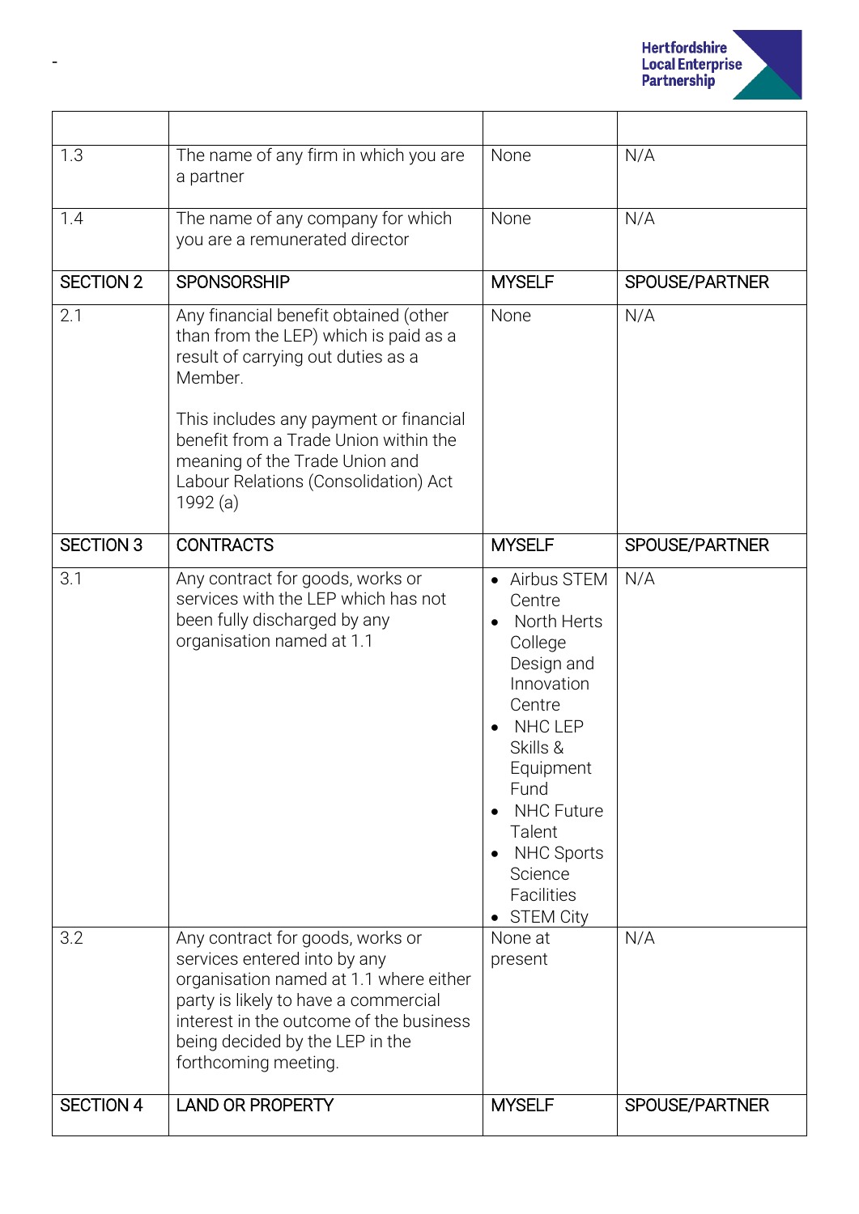| | | | |
|---|---|---|---|
| 1.3 | The name of any firm in which you are a partner | None | N/A |
| 1.4 | The name of any company for which you are a remunerated director | None | N/A |
| **SECTION 2** | **SPONSORSHIP** | **MYSELF** | **SPOUSE/PARTNER** |
| 2.1 | Any financial benefit obtained (other than from the LEP) which is paid as a result of carrying out duties as a Member.<br><br>This includes any payment or financial benefit from a Trade Union within the meaning of the Trade Union and Labour Relations (Consolidation) Act 1992 (a) | None | N/A |
| **SECTION 3** | **CONTRACTS** | **MYSELF** | **SPOUSE/PARTNER** |
| 3.1 | Any contract for goods, works or services with the LEP which has not been fully discharged by any organisation named at 1.1 | • Airbus STEM Centre<br>• North Herts College Design and Innovation Centre<br>• NHC LEP Skills & Equipment Fund<br>• NHC Future Talent<br>• NHC Sports Science Facilities<br>• STEM City | N/A |
| 3.2 | Any contract for goods, works or services entered into by any organisation named at 1.1 where either party is likely to have a commercial interest in the outcome of the business being decided by the LEP in the forthcoming meeting. | None at present | N/A |
| **SECTION 4** | **LAND OR PROPERTY** | **MYSELF** | **SPOUSE/PARTNER** |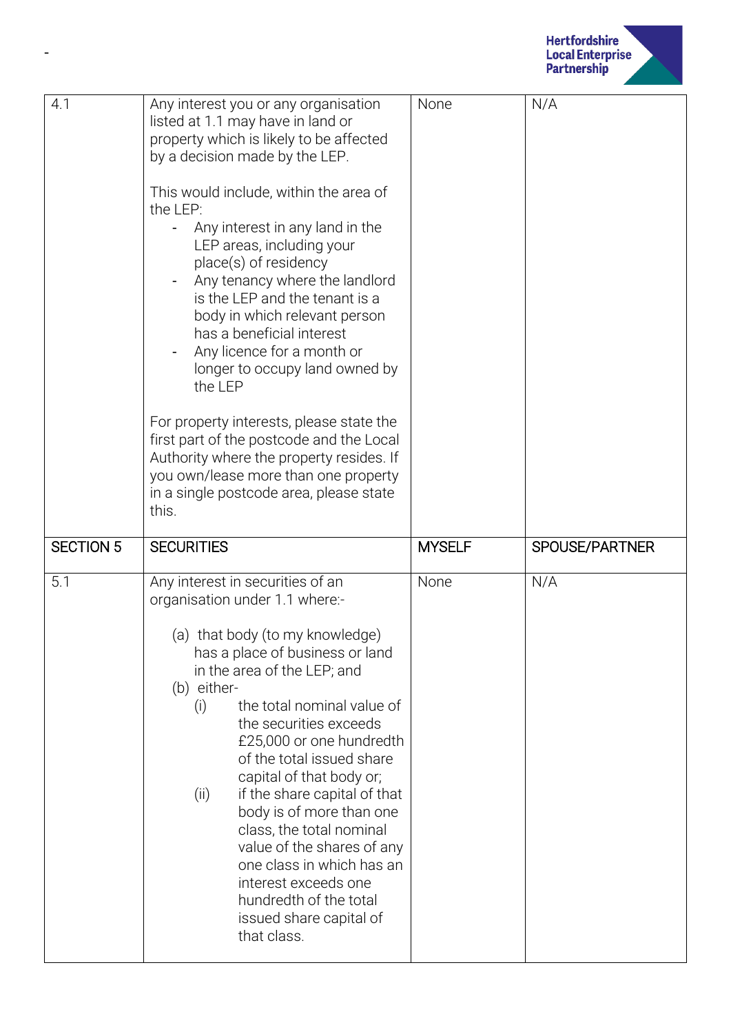-

| 4.1 | Any interest you or any organisation listed at 1.1 may have in land or property which is likely to be affected by a decision made by the LEP.<br><br>This would include, within the area of the LEP:<br>- Any interest in any land in the LEP areas, including your place(s) of residency<br>- Any tenancy where the landlord is the LEP and the tenant is a body in which relevant person has a beneficial interest<br>- Any licence for a month or longer to occupy land owned by the LEP<br><br>For property interests, please state the first part of the postcode and the Local Authority where the property resides. If you own/lease more than one property in a single postcode area, please state this. | None | N/A |
|---|---|---|---|
| **SECTION 5** | **SECURITIES** | **MYSELF** | **SPOUSE/PARTNER** |
| 5.1 | Any interest in securities of an organisation under 1.1 where:-<br><br>(a) that body (to my knowledge) has a place of business or land in the area of the LEP; and<br>(b) either-<br>(i) the total nominal value of the securities exceeds £25,000 or one hundredth of the total issued share capital of that body or;<br>(ii) if the share capital of that body is of more than one class, the total nominal value of the shares of any one class in which has an interest exceeds one hundredth of the total issued share capital of that class. | None | N/A |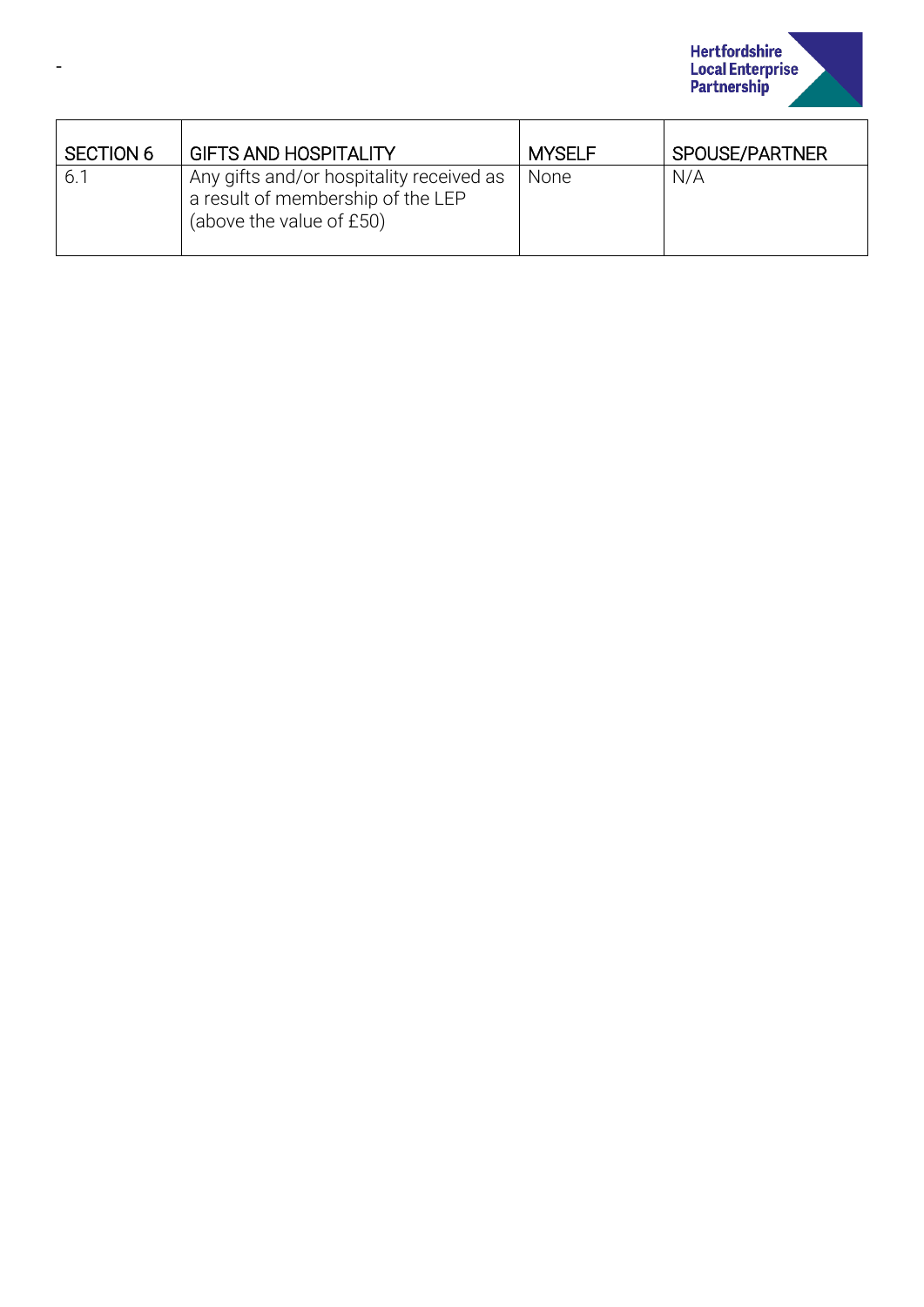-

| SECTION 6 | GIFTS AND HOSPITALITY | MYSELF | SPOUSE/PARTNER |
|---|---|---|---|
| 6.1 | Any gifts and/or hospitality received as a result of membership of the LEP (above the value of £50) | None | N/A |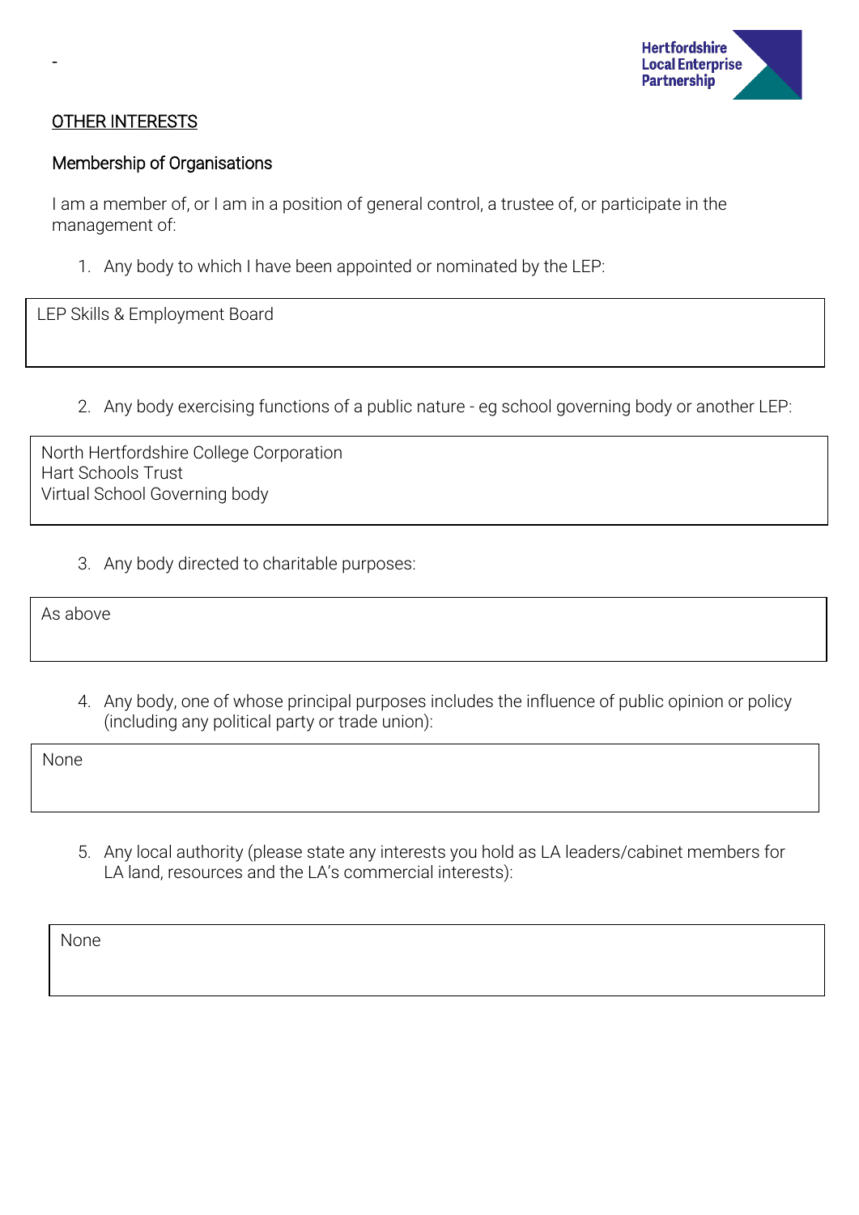-

## OTHER INTERESTS

### Membership of Organisations

I am a member of, or I am in a position of general control, a trustee of, or participate in the management of:

1. Any body to which I have been appointed or nominated by the LEP:

LEP Skills & Employment Board

2. Any body exercising functions of a public nature - eg school governing body or another LEP:

North Hertfordshire College Corporation
Hart Schools Trust
Virtual School Governing body

3. Any body directed to charitable purposes:

As above

4. Any body, one of whose principal purposes includes the influence of public opinion or policy (including any political party or trade union):

None

5. Any local authority (please state any interests you hold as LA leaders/cabinet members for LA land, resources and the LA's commercial interests):

None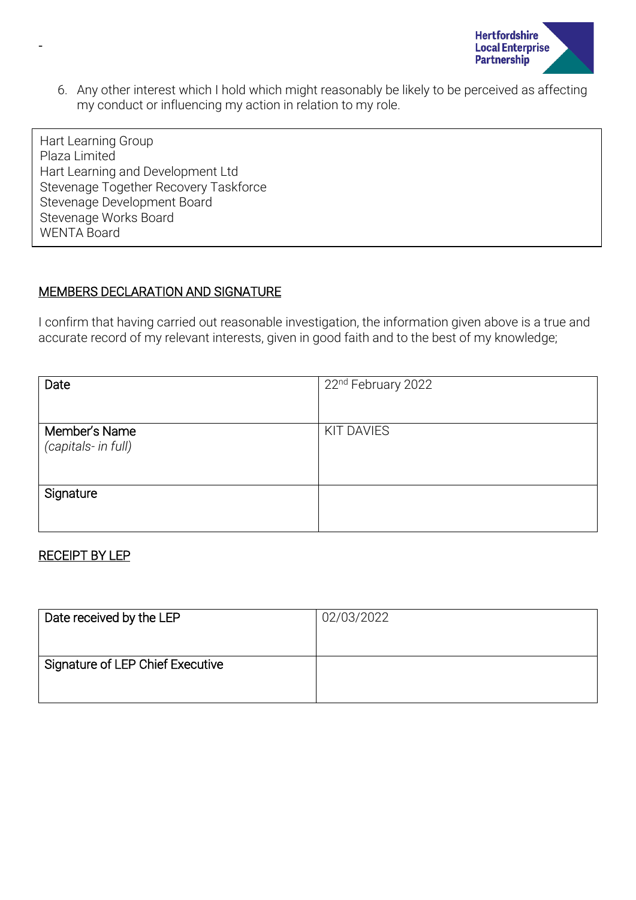-

6. Any other interest which I hold which might reasonably be likely to be perceived as affecting my conduct or influencing my action in relation to my role.

| |
|---|
| Hart Learning Group<br>Plaza Limited<br>Hart Learning and Development Ltd<br>Stevenage Together Recovery Taskforce<br>Stevenage Development Board<br>Stevenage Works Board<br>WENTA Board |

<u>MEMBERS DECLARATION AND SIGNATURE</u>

I confirm that having carried out reasonable investigation, the information given above is a true and accurate record of my relevant interests, given in good faith and to the best of my knowledge;

| | |
|---|---|
| Date | 22nd February 2022 |
| Member's Name<br>*(capitals- in full)* | KIT DAVIES |
| Signature | |

<u>RECEIPT BY LEP</u>

| | |
|---|---|
| Date received by the LEP | 02/03/2022 |
| Signature of LEP Chief Executive | |